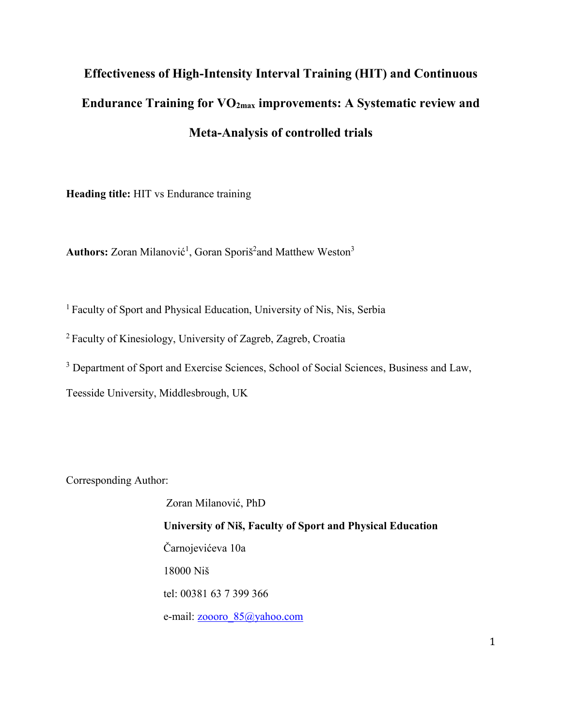# Effectiveness of High-Intensity Interval Training (HIT) and Continuous Endurance Training for $VO_{2max}$ improvements: A Systematic review and Meta-Analysis of controlled trials

**Heading title:** HIT vs Endurance training

**Authors:** Zoran Milanović[1], Goran Sporiš[2] and Matthew Weston[3]

[1] Faculty of Sport and Physical Education, University of Nis, Nis, Serbia

[2] Faculty of Kinesiology, University of Zagreb, Zagreb, Croatia

[3] Department of Sport and Exercise Sciences, School of Social Sciences, Business and Law, Teesside University, Middlesbrough, UK

Corresponding Author:

Zoran Milanović, PhD

**University of Niš, Faculty of Sport and Physical Education**

Čarnojevićeva 10a

18000 Niš

tel: 00381 63 7 399 366

e-mail: zoooro_85@yahoo.com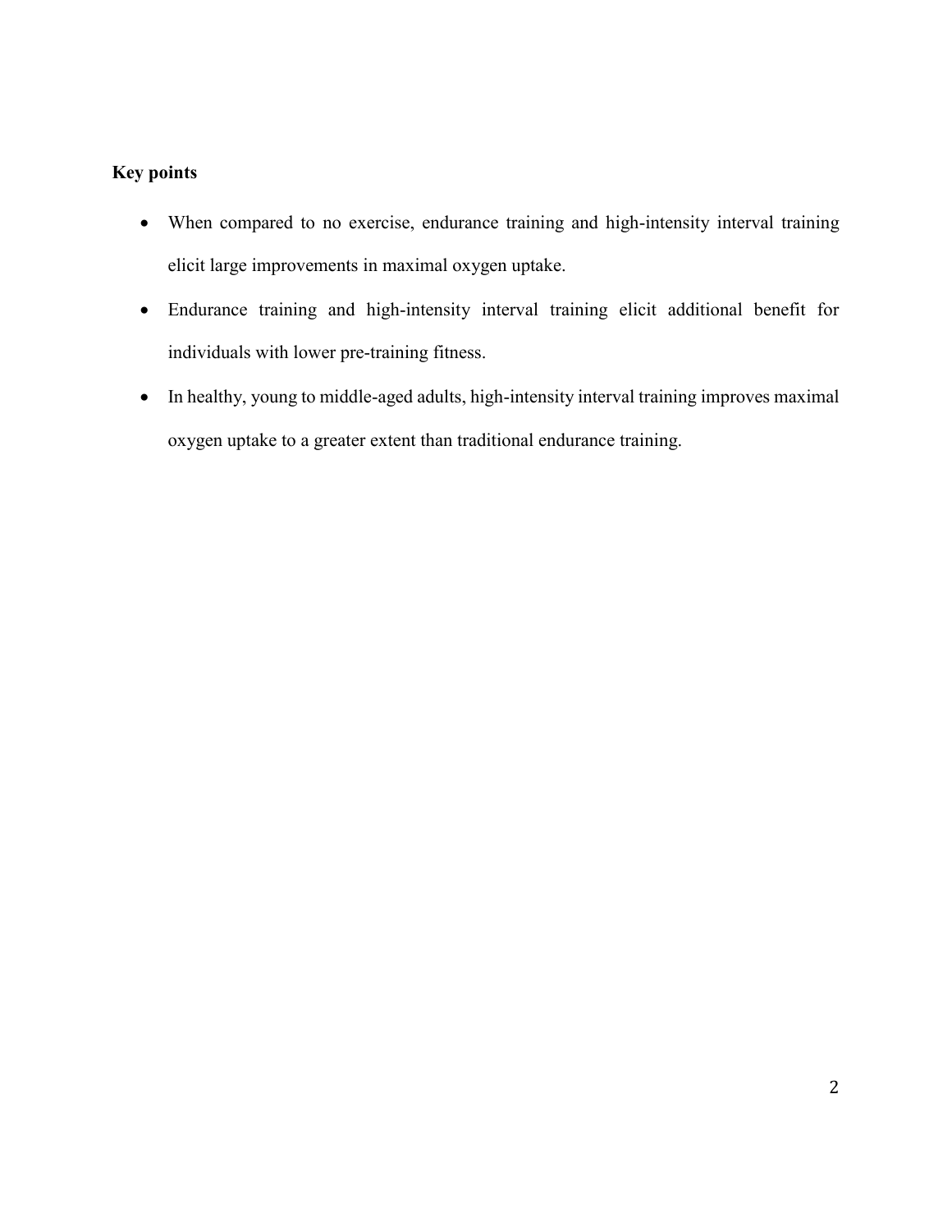**Key points**

- When compared to no exercise, endurance training and high-intensity interval training elicit large improvements in maximal oxygen uptake.
- Endurance training and high-intensity interval training elicit additional benefit for individuals with lower pre-training fitness.
- In healthy, young to middle-aged adults, high-intensity interval training improves maximal oxygen uptake to a greater extent than traditional endurance training.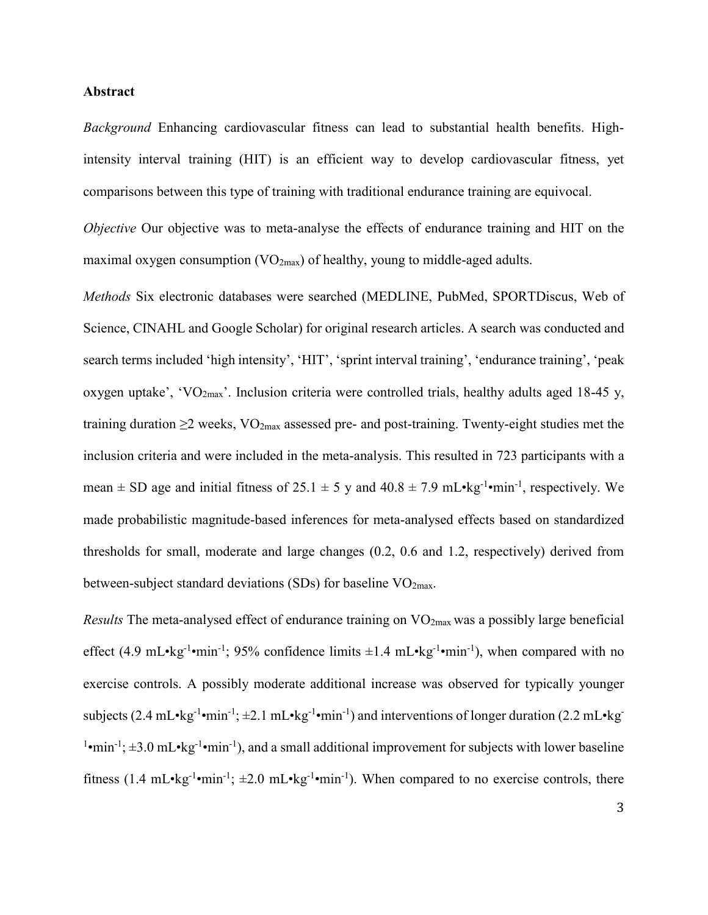## Abstract

*Background* Enhancing cardiovascular fitness can lead to substantial health benefits. High-intensity interval training (HIT) is an efficient way to develop cardiovascular fitness, yet comparisons between this type of training with traditional endurance training are equivocal.

*Objective* Our objective was to meta-analyse the effects of endurance training and HIT on the maximal oxygen consumption ($VO_{2max}$) of healthy, young to middle-aged adults.

*Methods* Six electronic databases were searched (MEDLINE, PubMed, SPORTDiscus, Web of Science, CINAHL and Google Scholar) for original research articles. A search was conducted and search terms included 'high intensity', 'HIT', 'sprint interval training', 'endurance training', 'peak oxygen uptake', '$VO_{2max}$'. Inclusion criteria were controlled trials, healthy adults aged 18-45 y, training duration ≥2 weeks, $VO_{2max}$ assessed pre- and post-training. Twenty-eight studies met the inclusion criteria and were included in the meta-analysis. This resulted in 723 participants with a mean ± SD age and initial fitness of 25.1 ± 5 y and 40.8 ± 7.9 $mL•kg^{-1}•min^{-1}$, respectively. We made probabilistic magnitude-based inferences for meta-analysed effects based on standardized thresholds for small, moderate and large changes (0.2, 0.6 and 1.2, respectively) derived from between-subject standard deviations (SDs) for baseline $VO_{2max}$.

*Results* The meta-analysed effect of endurance training on $VO_{2max}$ was a possibly large beneficial effect (4.9 $mL•kg^{-1}•min^{-1}$; 95% confidence limits ±1.4 $mL•kg^{-1}•min^{-1}$), when compared with no exercise controls. A possibly moderate additional increase was observed for typically younger subjects (2.4 $mL•kg^{-1}•min^{-1}$; ±2.1 $mL•kg^{-1}•min^{-1}$) and interventions of longer duration (2.2 $mL•kg^{-1}•min^{-1}$; ±3.0 $mL•kg^{-1}•min^{-1}$), and a small additional improvement for subjects with lower baseline fitness (1.4 $mL•kg^{-1}•min^{-1}$; ±2.0 $mL•kg^{-1}•min^{-1}$). When compared to no exercise controls, there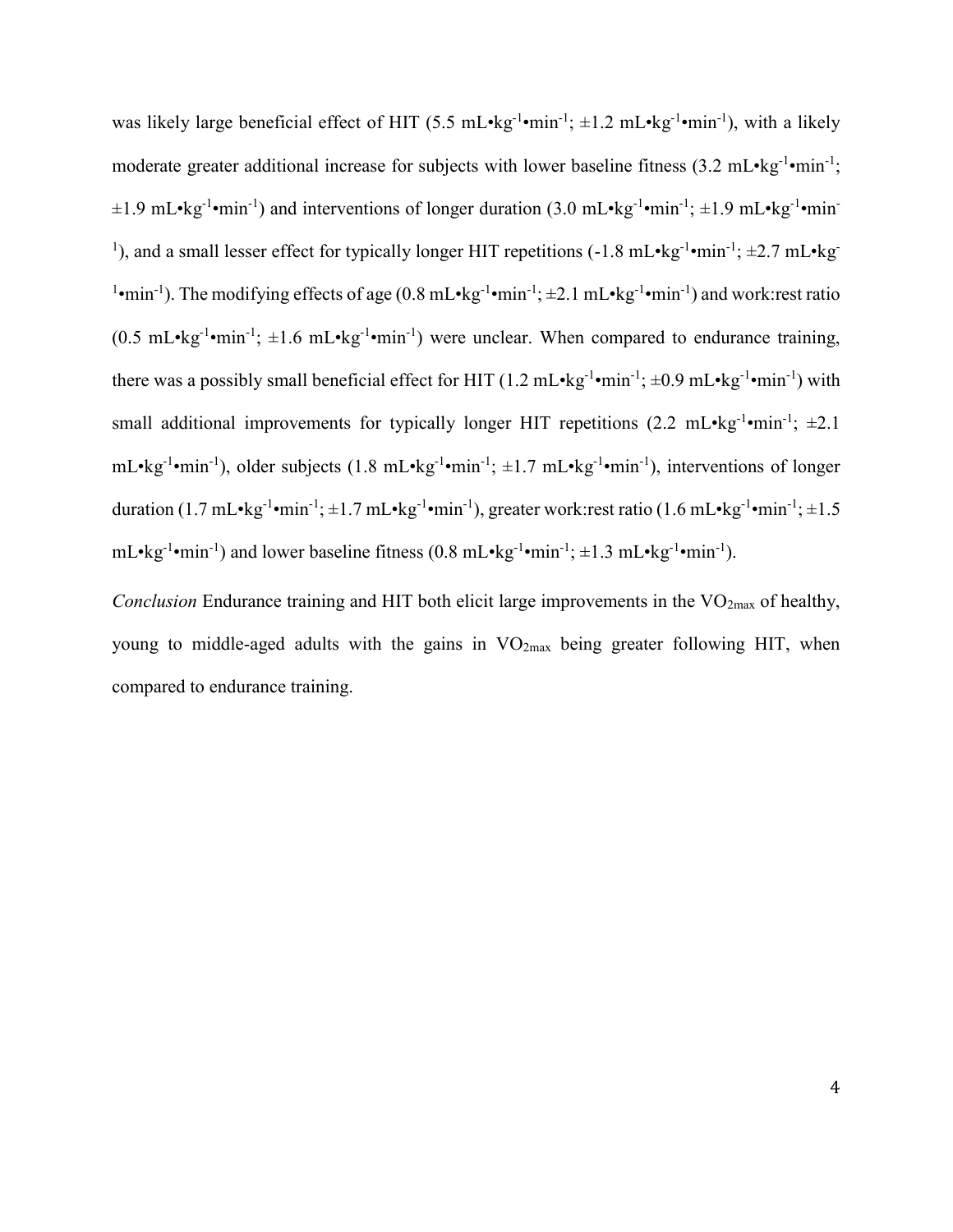was likely large beneficial effect of HIT (5.5 mL•kg$^{-1}$•min$^{-1}$; ±1.2 mL•kg$^{-1}$•min$^{-1}$), with a likely moderate greater additional increase for subjects with lower baseline fitness (3.2 mL•kg$^{-1}$•min$^{-1}$; ±1.9 mL•kg$^{-1}$•min$^{-1}$) and interventions of longer duration (3.0 mL•kg$^{-1}$•min$^{-1}$; ±1.9 mL•kg$^{-1}$•min$^{-1}$), and a small lesser effect for typically longer HIT repetitions (-1.8 mL•kg$^{-1}$•min$^{-1}$; ±2.7 mL•kg$^{-1}$•min$^{-1}$). The modifying effects of age (0.8 mL•kg$^{-1}$•min$^{-1}$; ±2.1 mL•kg$^{-1}$•min$^{-1}$) and work:rest ratio (0.5 mL•kg$^{-1}$•min$^{-1}$; ±1.6 mL•kg$^{-1}$•min$^{-1}$) were unclear. When compared to endurance training, there was a possibly small beneficial effect for HIT (1.2 mL•kg$^{-1}$•min$^{-1}$; ±0.9 mL•kg$^{-1}$•min$^{-1}$) with small additional improvements for typically longer HIT repetitions (2.2 mL•kg$^{-1}$•min$^{-1}$; ±2.1 mL•kg$^{-1}$•min$^{-1}$), older subjects (1.8 mL•kg$^{-1}$•min$^{-1}$; ±1.7 mL•kg$^{-1}$•min$^{-1}$), interventions of longer duration (1.7 mL•kg$^{-1}$•min$^{-1}$; ±1.7 mL•kg$^{-1}$•min$^{-1}$), greater work:rest ratio (1.6 mL•kg$^{-1}$•min$^{-1}$; ±1.5 mL•kg$^{-1}$•min$^{-1}$) and lower baseline fitness (0.8 mL•kg$^{-1}$•min$^{-1}$; ±1.3 mL•kg$^{-1}$•min$^{-1}$).

*Conclusion* Endurance training and HIT both elicit large improvements in the $VO_{2max}$ of healthy, young to middle-aged adults with the gains in $VO_{2max}$ being greater following HIT, when compared to endurance training.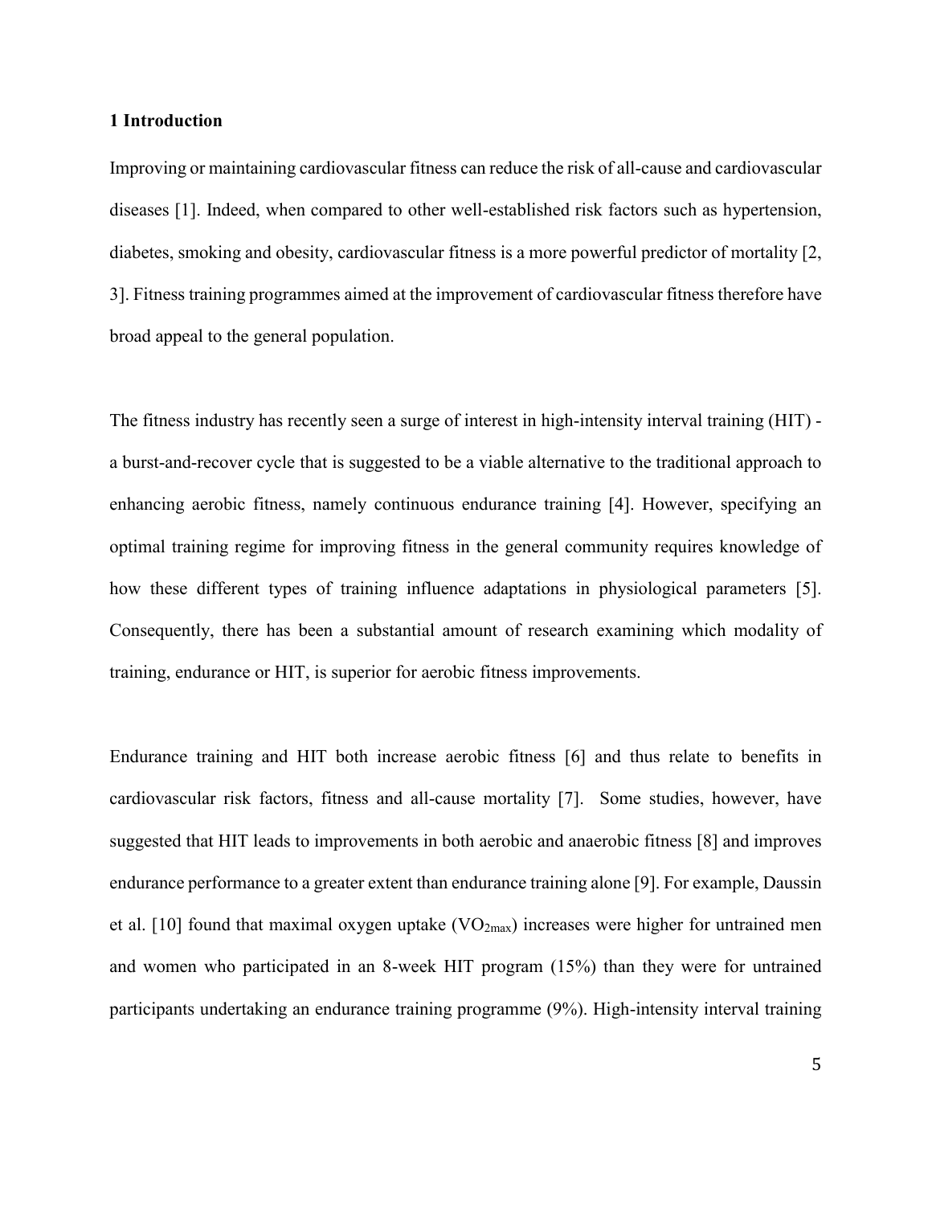## 1 Introduction

Improving or maintaining cardiovascular fitness can reduce the risk of all-cause and cardiovascular diseases [1]. Indeed, when compared to other well-established risk factors such as hypertension, diabetes, smoking and obesity, cardiovascular fitness is a more powerful predictor of mortality [2, 3]. Fitness training programmes aimed at the improvement of cardiovascular fitness therefore have broad appeal to the general population.

The fitness industry has recently seen a surge of interest in high-intensity interval training (HIT) - a burst-and-recover cycle that is suggested to be a viable alternative to the traditional approach to enhancing aerobic fitness, namely continuous endurance training [4]. However, specifying an optimal training regime for improving fitness in the general community requires knowledge of how these different types of training influence adaptations in physiological parameters [5]. Consequently, there has been a substantial amount of research examining which modality of training, endurance or HIT, is superior for aerobic fitness improvements.

Endurance training and HIT both increase aerobic fitness [6] and thus relate to benefits in cardiovascular risk factors, fitness and all-cause mortality [7]. Some studies, however, have suggested that HIT leads to improvements in both aerobic and anaerobic fitness [8] and improves endurance performance to a greater extent than endurance training alone [9]. For example, Daussin et al. [10] found that maximal oxygen uptake ($VO_{2max}$) increases were higher for untrained men and women who participated in an 8-week HIT program (15%) than they were for untrained participants undertaking an endurance training programme (9%). High-intensity interval training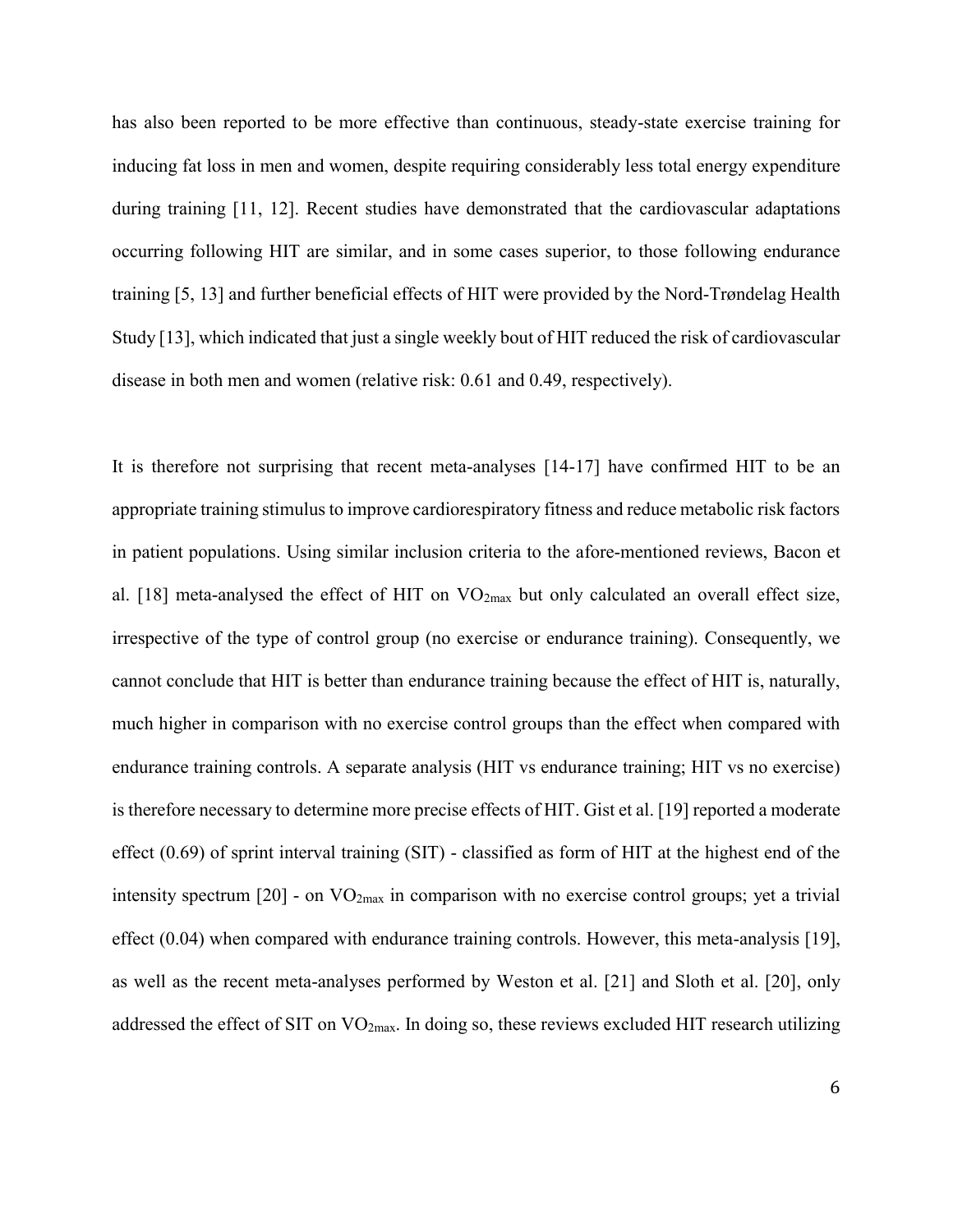has also been reported to be more effective than continuous, steady-state exercise training for inducing fat loss in men and women, despite requiring considerably less total energy expenditure during training [11, 12]. Recent studies have demonstrated that the cardiovascular adaptations occurring following HIT are similar, and in some cases superior, to those following endurance training [5, 13] and further beneficial effects of HIT were provided by the Nord-Trøndelag Health Study [13], which indicated that just a single weekly bout of HIT reduced the risk of cardiovascular disease in both men and women (relative risk: 0.61 and 0.49, respectively).

It is therefore not surprising that recent meta-analyses [14-17] have confirmed HIT to be an appropriate training stimulus to improve cardiorespiratory fitness and reduce metabolic risk factors in patient populations. Using similar inclusion criteria to the afore-mentioned reviews, Bacon et al. [18] meta-analysed the effect of HIT on $VO_{2max}$ but only calculated an overall effect size, irrespective of the type of control group (no exercise or endurance training). Consequently, we cannot conclude that HIT is better than endurance training because the effect of HIT is, naturally, much higher in comparison with no exercise control groups than the effect when compared with endurance training controls. A separate analysis (HIT vs endurance training; HIT vs no exercise) is therefore necessary to determine more precise effects of HIT. Gist et al. [19] reported a moderate effect (0.69) of sprint interval training (SIT) - classified as form of HIT at the highest end of the intensity spectrum [20] - on $VO_{2max}$ in comparison with no exercise control groups; yet a trivial effect (0.04) when compared with endurance training controls. However, this meta-analysis [19], as well as the recent meta-analyses performed by Weston et al. [21] and Sloth et al. [20], only addressed the effect of SIT on $VO_{2max}$. In doing so, these reviews excluded HIT research utilizing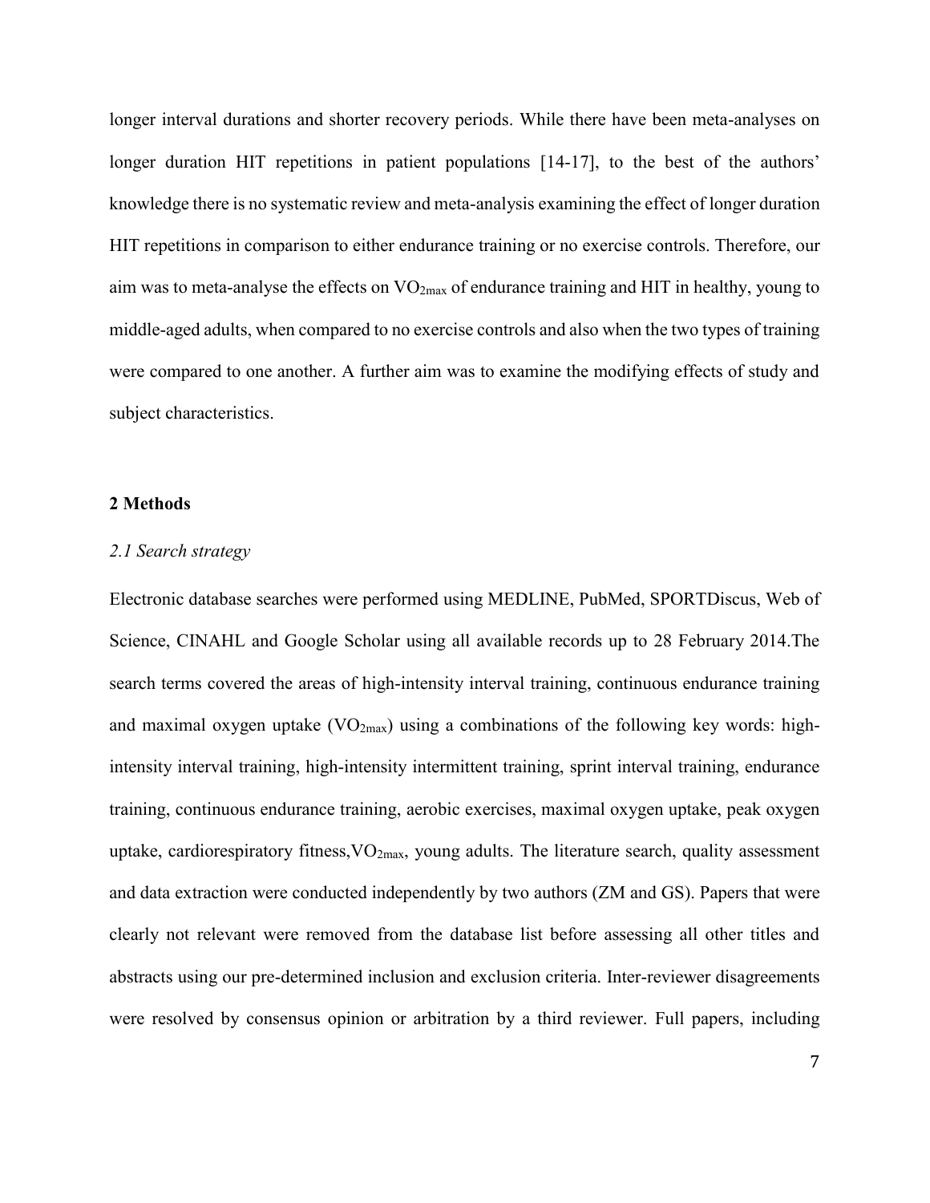longer interval durations and shorter recovery periods. While there have been meta-analyses on longer duration HIT repetitions in patient populations [14-17], to the best of the authors' knowledge there is no systematic review and meta-analysis examining the effect of longer duration HIT repetitions in comparison to either endurance training or no exercise controls. Therefore, our aim was to meta-analyse the effects on $VO_{2max}$ of endurance training and HIT in healthy, young to middle-aged adults, when compared to no exercise controls and also when the two types of training were compared to one another. A further aim was to examine the modifying effects of study and subject characteristics.

## 2 Methods

### *2.1 Search strategy*

Electronic database searches were performed using MEDLINE, PubMed, SPORTDiscus, Web of Science, CINAHL and Google Scholar using all available records up to 28 February 2014.The search terms covered the areas of high-intensity interval training, continuous endurance training and maximal oxygen uptake ($VO_{2max}$) using a combinations of the following key words: high-intensity interval training, high-intensity intermittent training, sprint interval training, endurance training, continuous endurance training, aerobic exercises, maximal oxygen uptake, peak oxygen uptake, cardiorespiratory fitness,$VO_{2max}$, young adults. The literature search, quality assessment and data extraction were conducted independently by two authors (ZM and GS). Papers that were clearly not relevant were removed from the database list before assessing all other titles and abstracts using our pre-determined inclusion and exclusion criteria. Inter-reviewer disagreements were resolved by consensus opinion or arbitration by a third reviewer. Full papers, including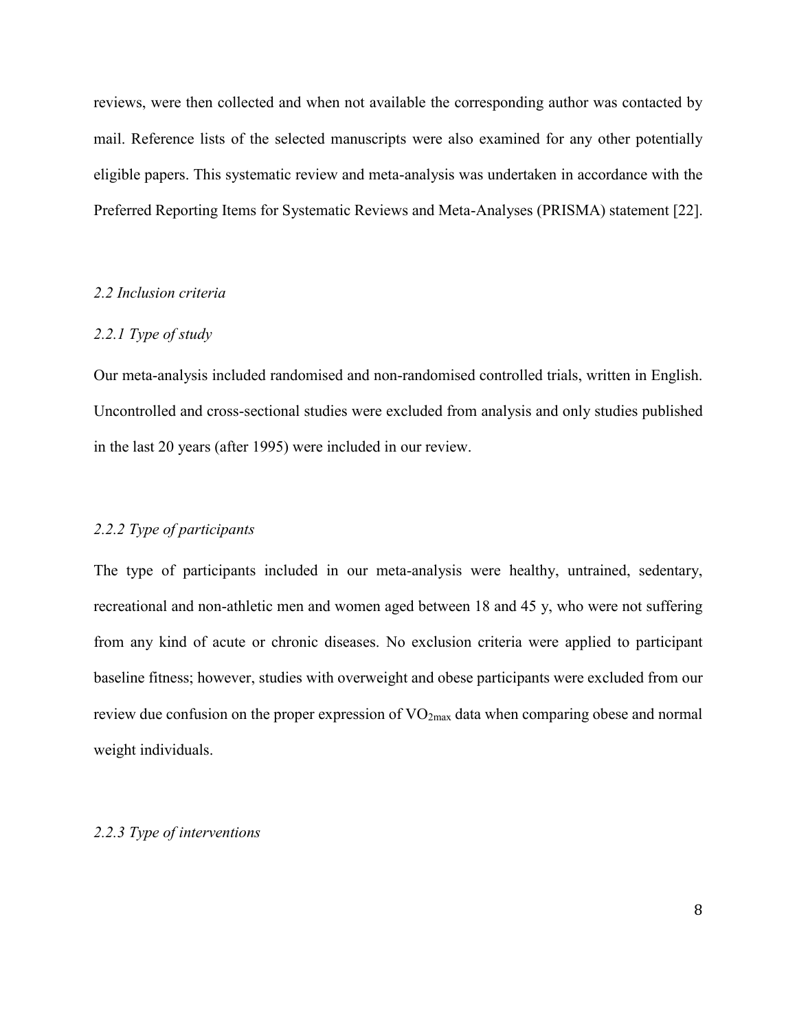reviews, were then collected and when not available the corresponding author was contacted by mail. Reference lists of the selected manuscripts were also examined for any other potentially eligible papers. This systematic review and meta-analysis was undertaken in accordance with the Preferred Reporting Items for Systematic Reviews and Meta-Analyses (PRISMA) statement [22].

### *2.2 Inclusion criteria*

#### *2.2.1 Type of study*

Our meta-analysis included randomised and non-randomised controlled trials, written in English. Uncontrolled and cross-sectional studies were excluded from analysis and only studies published in the last 20 years (after 1995) were included in our review.

#### *2.2.2 Type of participants*

The type of participants included in our meta-analysis were healthy, untrained, sedentary, recreational and non-athletic men and women aged between 18 and 45 y, who were not suffering from any kind of acute or chronic diseases. No exclusion criteria were applied to participant baseline fitness; however, studies with overweight and obese participants were excluded from our review due confusion on the proper expression of $VO_{2max}$ data when comparing obese and normal weight individuals.

#### *2.2.3 Type of interventions*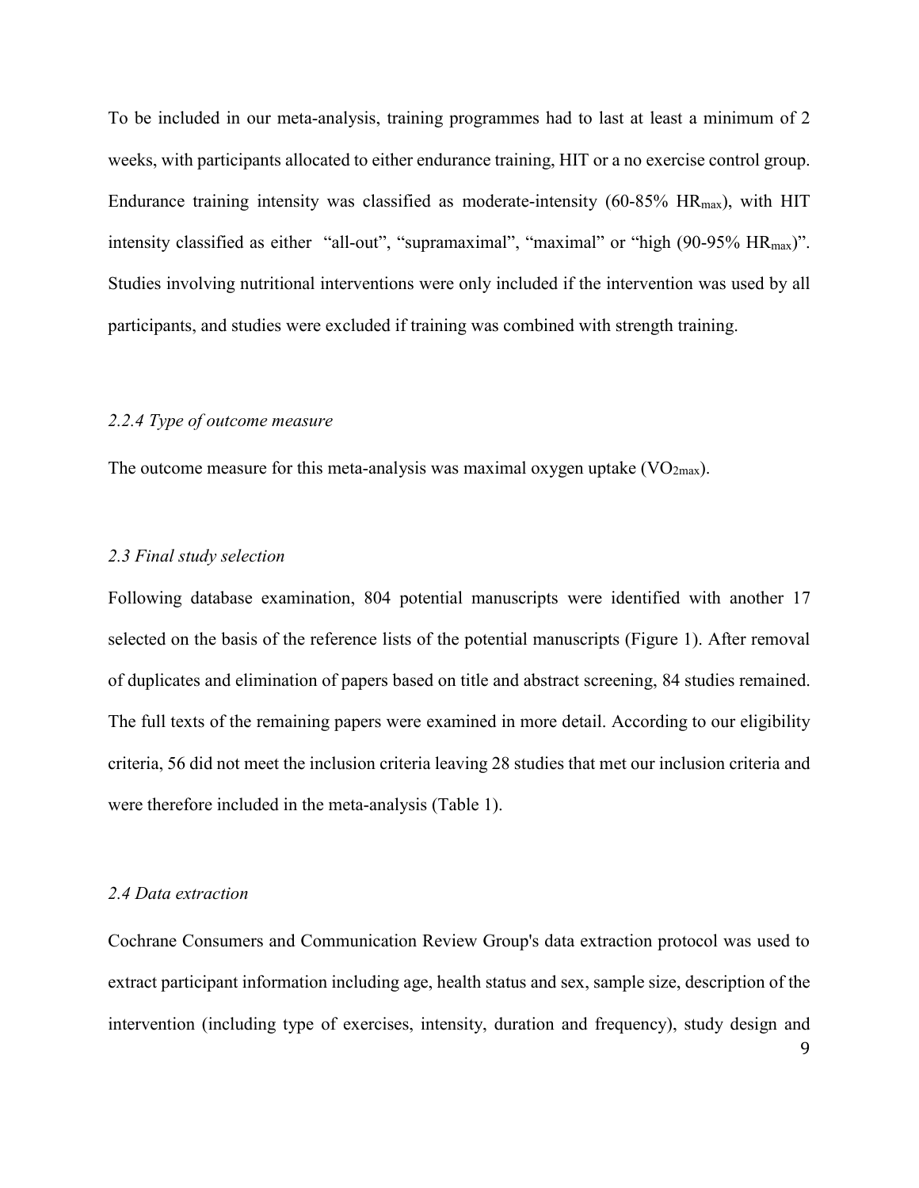To be included in our meta-analysis, training programmes had to last at least a minimum of 2 weeks, with participants allocated to either endurance training, HIT or a no exercise control group. Endurance training intensity was classified as moderate-intensity (60-85% $HR_{max}$), with HIT intensity classified as either "all-out", "supramaximal", "maximal" or "high (90-95% $HR_{max}$)". Studies involving nutritional interventions were only included if the intervention was used by all participants, and studies were excluded if training was combined with strength training.

### *2.2.4 Type of outcome measure*

The outcome measure for this meta-analysis was maximal oxygen uptake ($VO_{2max}$).

## *2.3 Final study selection*

Following database examination, 804 potential manuscripts were identified with another 17 selected on the basis of the reference lists of the potential manuscripts (Figure 1). After removal of duplicates and elimination of papers based on title and abstract screening, 84 studies remained. The full texts of the remaining papers were examined in more detail. According to our eligibility criteria, 56 did not meet the inclusion criteria leaving 28 studies that met our inclusion criteria and were therefore included in the meta-analysis (Table 1).

## *2.4 Data extraction*

Cochrane Consumers and Communication Review Group's data extraction protocol was used to extract participant information including age, health status and sex, sample size, description of the intervention (including type of exercises, intensity, duration and frequency), study design and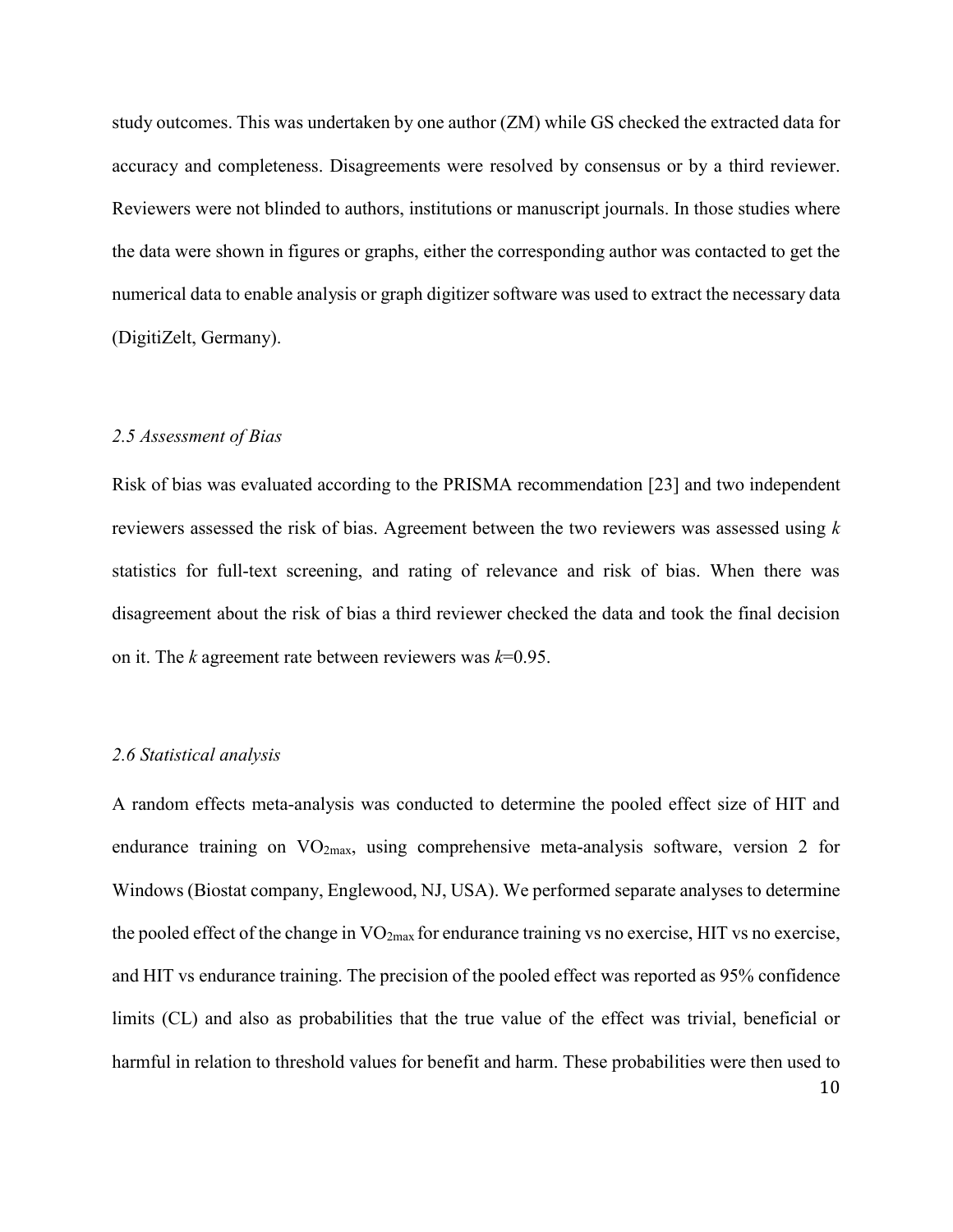study outcomes. This was undertaken by one author (ZM) while GS checked the extracted data for accuracy and completeness. Disagreements were resolved by consensus or by a third reviewer. Reviewers were not blinded to authors, institutions or manuscript journals. In those studies where the data were shown in figures or graphs, either the corresponding author was contacted to get the numerical data to enable analysis or graph digitizer software was used to extract the necessary data (DigitiZelt, Germany).

### *2.5 Assessment of Bias*

Risk of bias was evaluated according to the PRISMA recommendation [23] and two independent reviewers assessed the risk of bias. Agreement between the two reviewers was assessed using $k$ statistics for full-text screening, and rating of relevance and risk of bias. When there was disagreement about the risk of bias a third reviewer checked the data and took the final decision on it. The $k$ agreement rate between reviewers was $k$=0.95.

### *2.6 Statistical analysis*

A random effects meta-analysis was conducted to determine the pooled effect size of HIT and endurance training on $VO_{2max}$, using comprehensive meta-analysis software, version 2 for Windows (Biostat company, Englewood, NJ, USA). We performed separate analyses to determine the pooled effect of the change in $VO_{2max}$ for endurance training vs no exercise, HIT vs no exercise, and HIT vs endurance training. The precision of the pooled effect was reported as 95% confidence limits (CL) and also as probabilities that the true value of the effect was trivial, beneficial or harmful in relation to threshold values for benefit and harm. These probabilities were then used to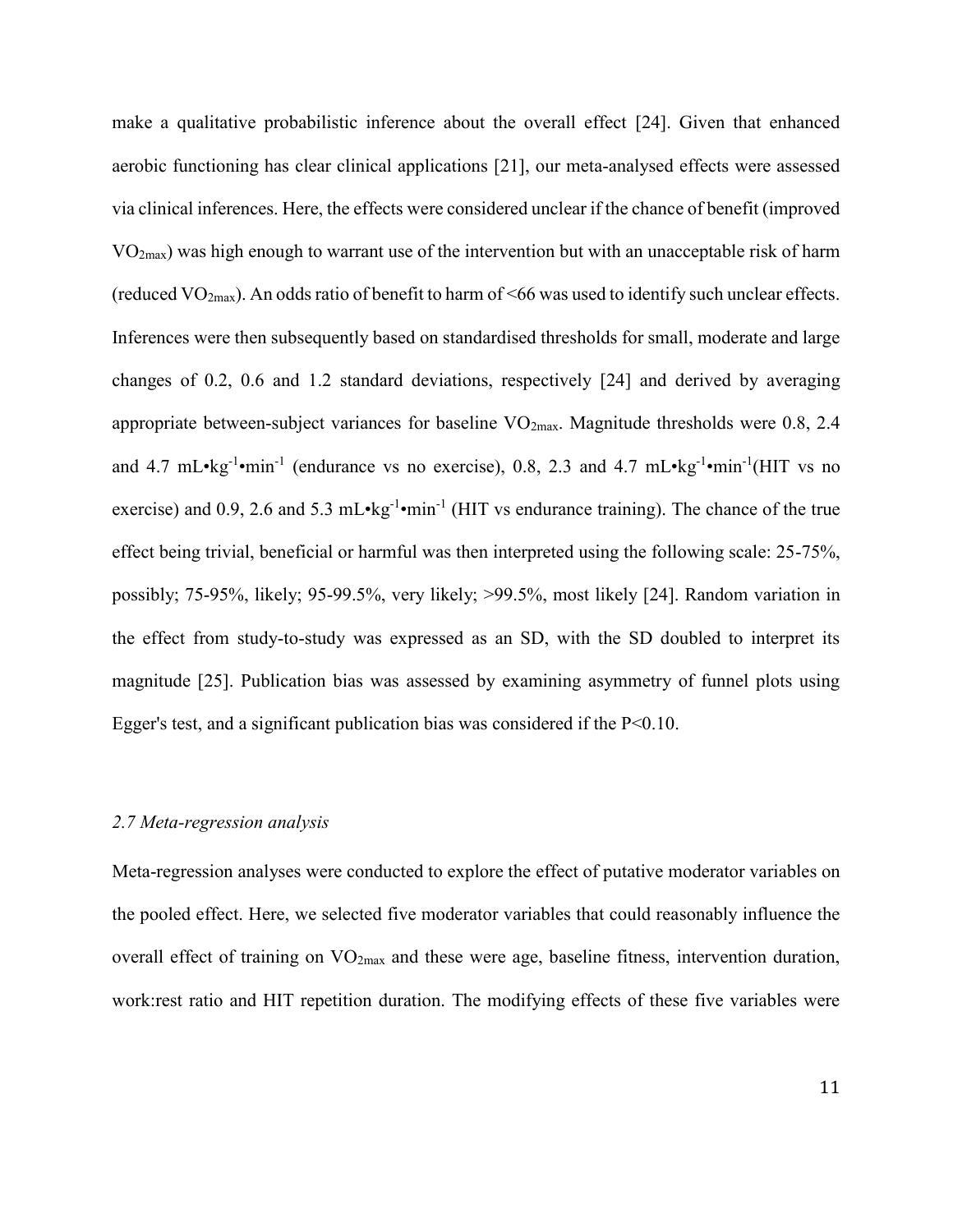make a qualitative probabilistic inference about the overall effect [24]. Given that enhanced aerobic functioning has clear clinical applications [21], our meta-analysed effects were assessed via clinical inferences. Here, the effects were considered unclear if the chance of benefit (improved $VO_{2max}$) was high enough to warrant use of the intervention but with an unacceptable risk of harm (reduced $VO_{2max}$). An odds ratio of benefit to harm of <66 was used to identify such unclear effects. Inferences were then subsequently based on standardised thresholds for small, moderate and large changes of 0.2, 0.6 and 1.2 standard deviations, respectively [24] and derived by averaging appropriate between-subject variances for baseline $VO_{2max}$. Magnitude thresholds were 0.8, 2.4 and 4.7 $mL{\bullet}kg^{-1}{\bullet}min^{-1}$ (endurance vs no exercise), 0.8, 2.3 and 4.7 $mL{\bullet}kg^{-1}{\bullet}min^{-1}$(HIT vs no exercise) and 0.9, 2.6 and 5.3 $mL{\bullet}kg^{-1}{\bullet}min^{-1}$ (HIT vs endurance training). The chance of the true effect being trivial, beneficial or harmful was then interpreted using the following scale: 25-75%, possibly; 75-95%, likely; 95-99.5%, very likely; >99.5%, most likely [24]. Random variation in the effect from study-to-study was expressed as an SD, with the SD doubled to interpret its magnitude [25]. Publication bias was assessed by examining asymmetry of funnel plots using Egger's test, and a significant publication bias was considered if the $P<0.10$.

### *2.7 Meta-regression analysis*

Meta-regression analyses were conducted to explore the effect of putative moderator variables on the pooled effect. Here, we selected five moderator variables that could reasonably influence the overall effect of training on $VO_{2max}$ and these were age, baseline fitness, intervention duration, work:rest ratio and HIT repetition duration. The modifying effects of these five variables were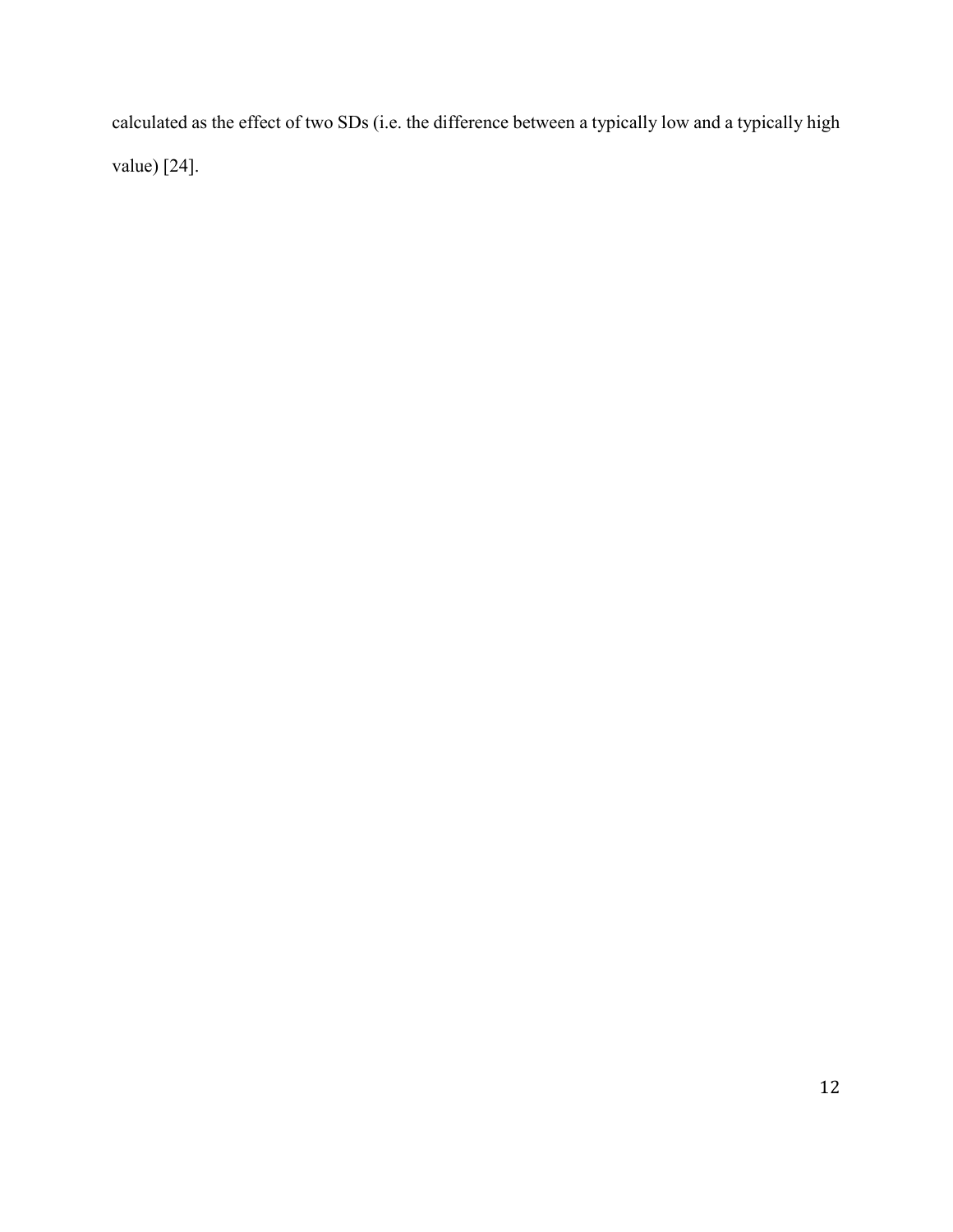calculated as the effect of two SDs (i.e. the difference between a typically low and a typically high value) [24].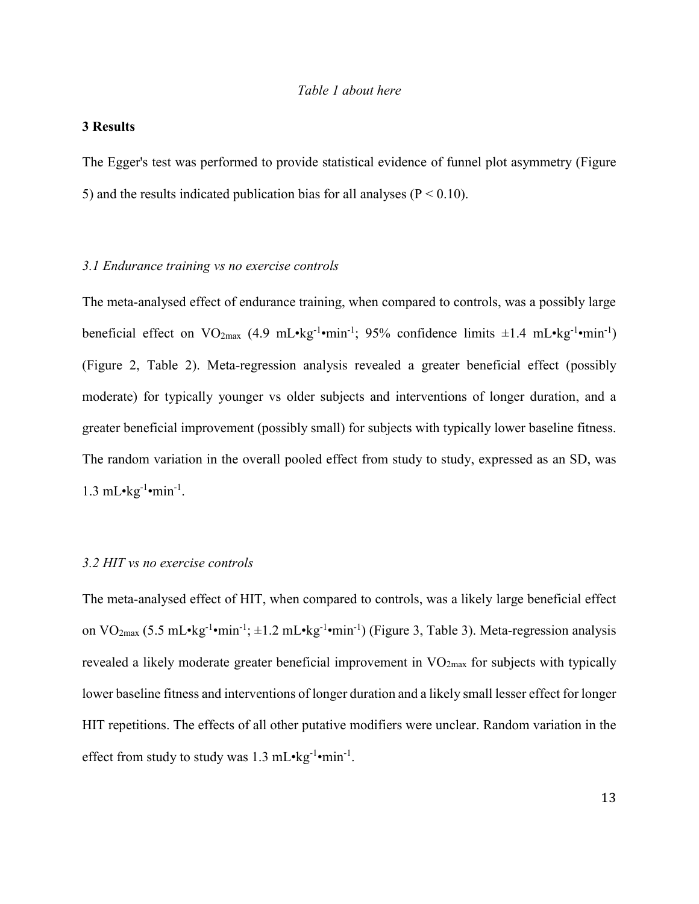*Table 1 about here*

## 3 Results

The Egger's test was performed to provide statistical evidence of funnel plot asymmetry (Figure 5) and the results indicated publication bias for all analyses ($P < 0.10$).

### *3.1 Endurance training vs no exercise controls*

The meta-analysed effect of endurance training, when compared to controls, was a possibly large beneficial effect on $VO_{2max}$ (4.9 $mL•kg^{-1}•min^{-1}$; 95% confidence limits ±1.4 $mL•kg^{-1}•min^{-1}$) (Figure 2, Table 2). Meta-regression analysis revealed a greater beneficial effect (possibly moderate) for typically younger vs older subjects and interventions of longer duration, and a greater beneficial improvement (possibly small) for subjects with typically lower baseline fitness. The random variation in the overall pooled effect from study to study, expressed as an SD, was 1.3 $mL•kg^{-1}•min^{-1}$.

### *3.2 HIT vs no exercise controls*

The meta-analysed effect of HIT, when compared to controls, was a likely large beneficial effect on $VO_{2max}$ (5.5 $mL•kg^{-1}•min^{-1}$; ±1.2 $mL•kg^{-1}•min^{-1}$) (Figure 3, Table 3). Meta-regression analysis revealed a likely moderate greater beneficial improvement in $VO_{2max}$ for subjects with typically lower baseline fitness and interventions of longer duration and a likely small lesser effect for longer HIT repetitions. The effects of all other putative modifiers were unclear. Random variation in the effect from study to study was 1.3 $mL•kg^{-1}•min^{-1}$.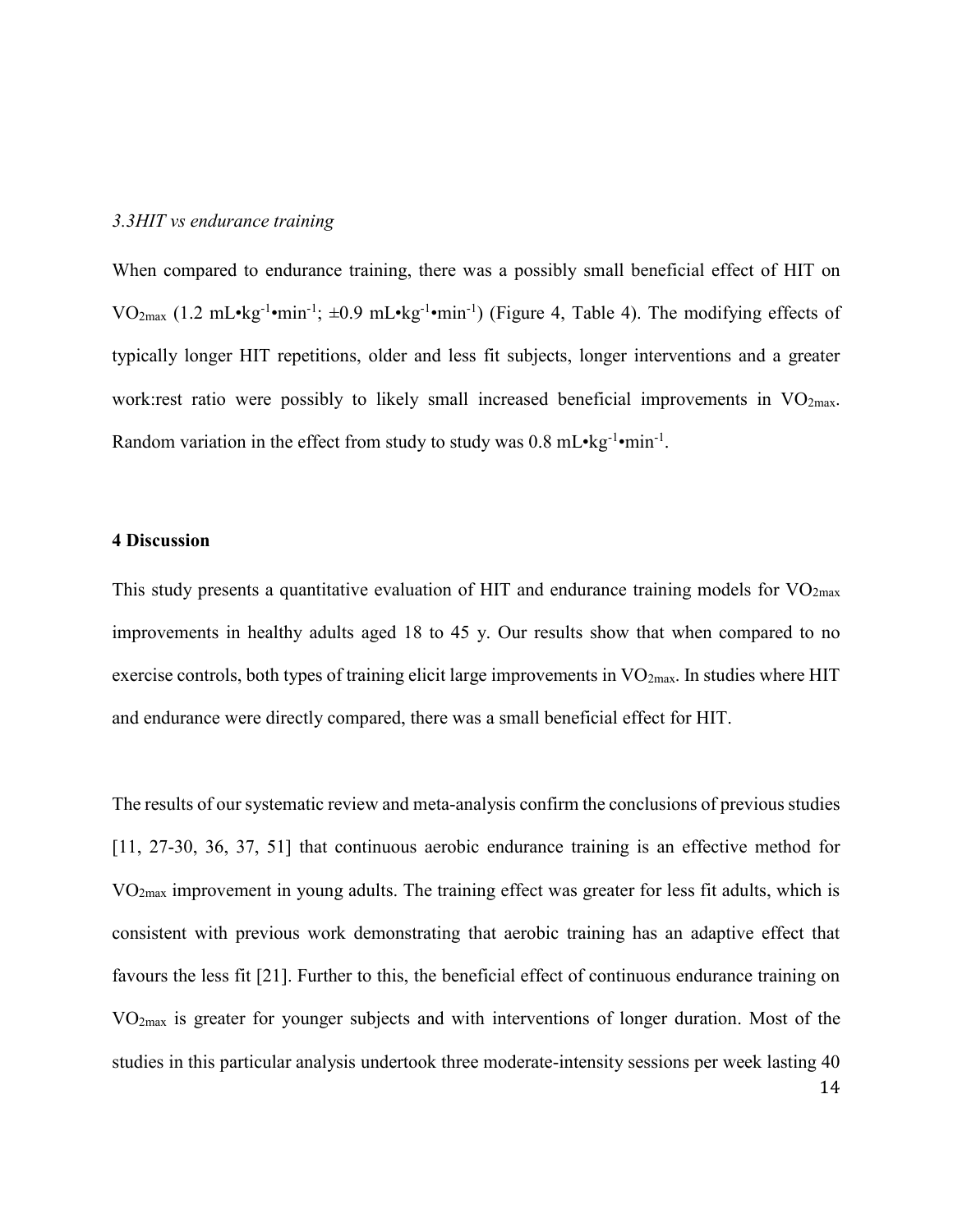### *3.3HIT vs endurance training*

When compared to endurance training, there was a possibly small beneficial effect of HIT on $VO_{2max}$ (1.2 mL•kg$^{-1}$•min$^{-1}$; ±0.9 mL•kg$^{-1}$•min$^{-1}$) (Figure 4, Table 4). The modifying effects of typically longer HIT repetitions, older and less fit subjects, longer interventions and a greater work:rest ratio were possibly to likely small increased beneficial improvements in $VO_{2max}$. Random variation in the effect from study to study was 0.8 mL•kg$^{-1}$•min$^{-1}$.

## 4 Discussion

This study presents a quantitative evaluation of HIT and endurance training models for $VO_{2max}$ improvements in healthy adults aged 18 to 45 y. Our results show that when compared to no exercise controls, both types of training elicit large improvements in $VO_{2max}$. In studies where HIT and endurance were directly compared, there was a small beneficial effect for HIT.

The results of our systematic review and meta-analysis confirm the conclusions of previous studies [11, 27-30, 36, 37, 51] that continuous aerobic endurance training is an effective method for $VO_{2max}$ improvement in young adults. The training effect was greater for less fit adults, which is consistent with previous work demonstrating that aerobic training has an adaptive effect that favours the less fit [21]. Further to this, the beneficial effect of continuous endurance training on $VO_{2max}$ is greater for younger subjects and with interventions of longer duration. Most of the studies in this particular analysis undertook three moderate-intensity sessions per week lasting 40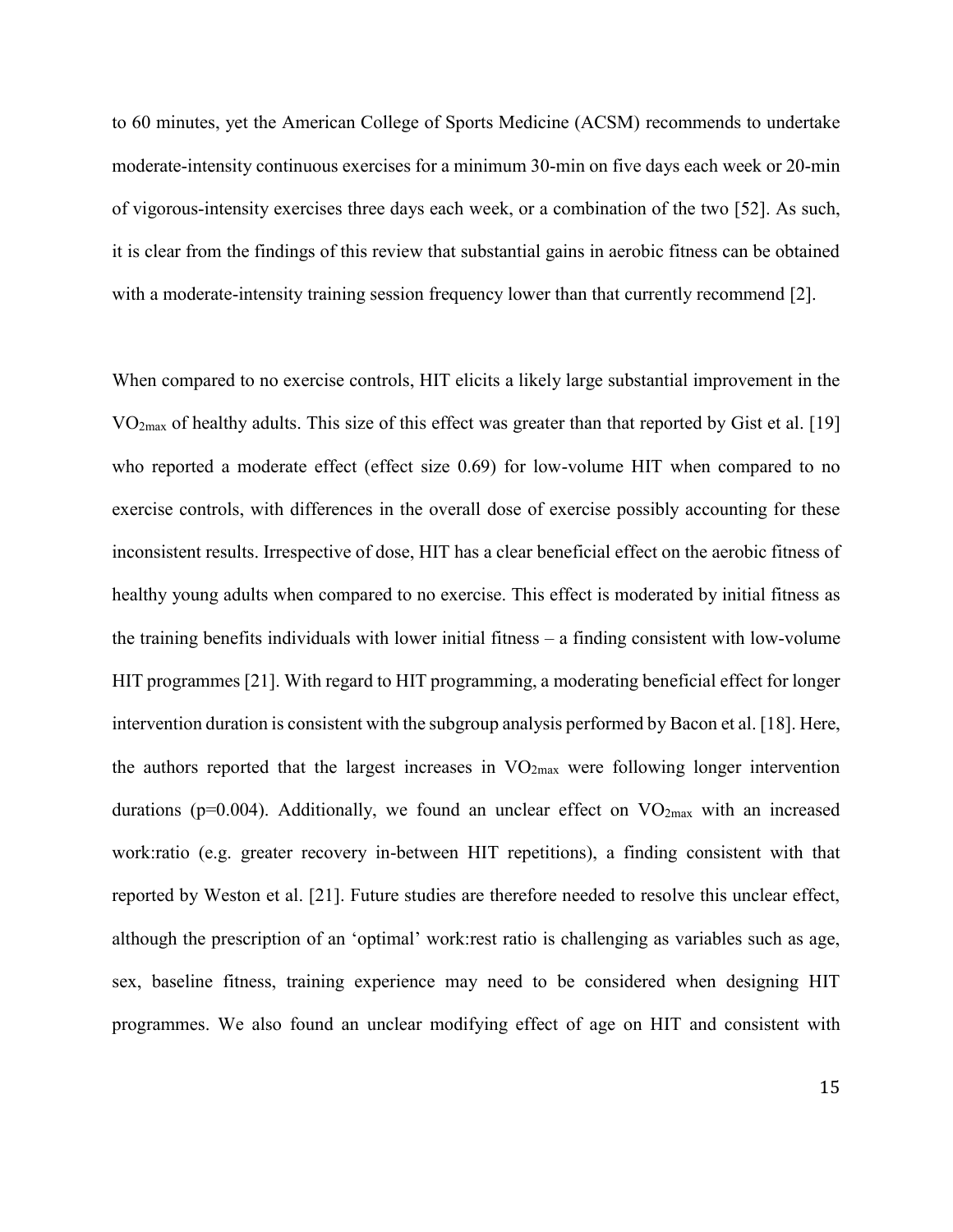to 60 minutes, yet the American College of Sports Medicine (ACSM) recommends to undertake moderate-intensity continuous exercises for a minimum 30-min on five days each week or 20-min of vigorous-intensity exercises three days each week, or a combination of the two [52]. As such, it is clear from the findings of this review that substantial gains in aerobic fitness can be obtained with a moderate-intensity training session frequency lower than that currently recommend [2].

When compared to no exercise controls, HIT elicits a likely large substantial improvement in the $VO_{2max}$ of healthy adults. This size of this effect was greater than that reported by Gist et al. [19] who reported a moderate effect (effect size 0.69) for low-volume HIT when compared to no exercise controls, with differences in the overall dose of exercise possibly accounting for these inconsistent results. Irrespective of dose, HIT has a clear beneficial effect on the aerobic fitness of healthy young adults when compared to no exercise. This effect is moderated by initial fitness as the training benefits individuals with lower initial fitness – a finding consistent with low-volume HIT programmes [21]. With regard to HIT programming, a moderating beneficial effect for longer intervention duration is consistent with the subgroup analysis performed by Bacon et al. [18]. Here, the authors reported that the largest increases in $VO_{2max}$ were following longer intervention durations ($p=0.004$). Additionally, we found an unclear effect on $VO_{2max}$ with an increased work:ratio (e.g. greater recovery in-between HIT repetitions), a finding consistent with that reported by Weston et al. [21]. Future studies are therefore needed to resolve this unclear effect, although the prescription of an 'optimal' work:rest ratio is challenging as variables such as age, sex, baseline fitness, training experience may need to be considered when designing HIT programmes. We also found an unclear modifying effect of age on HIT and consistent with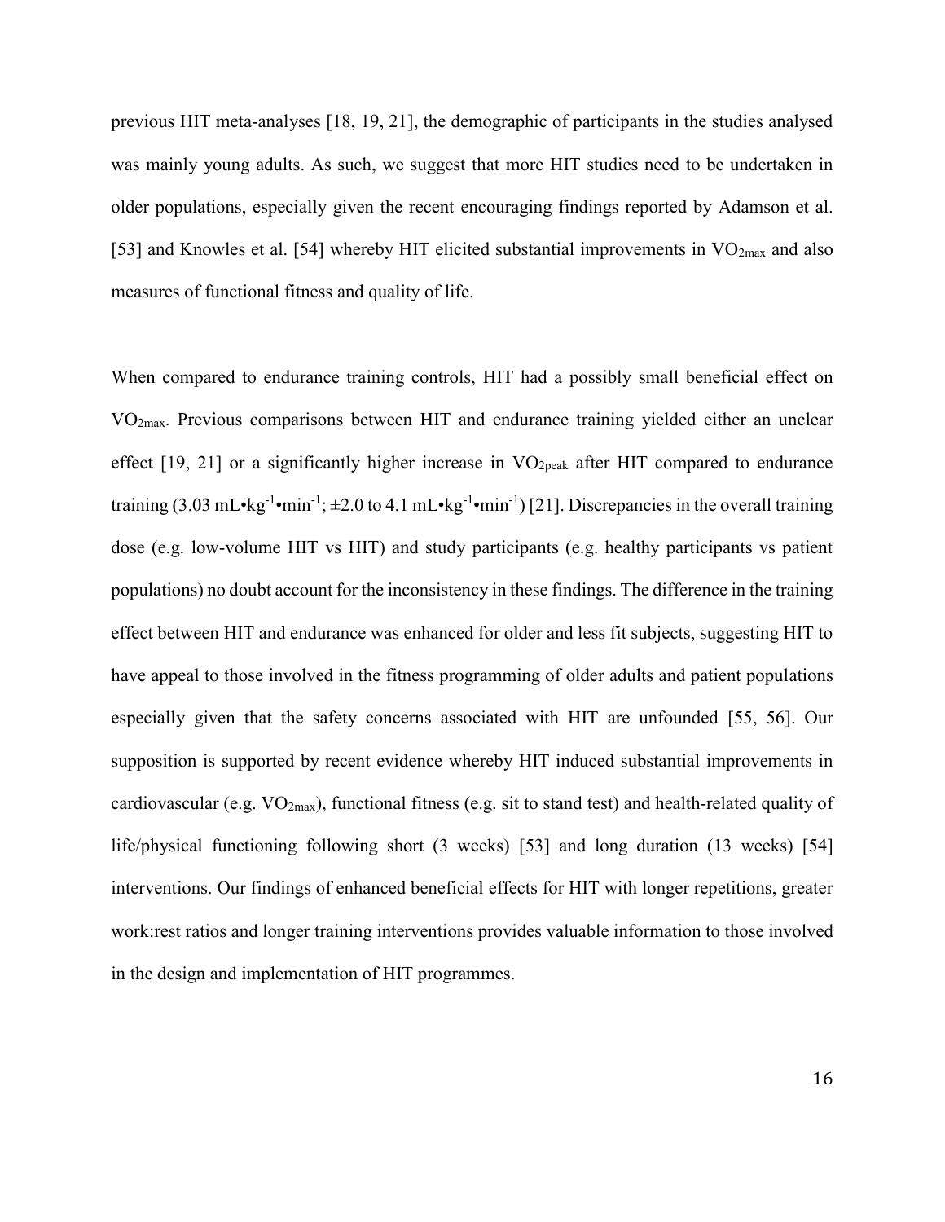previous HIT meta-analyses [18, 19, 21], the demographic of participants in the studies analysed was mainly young adults. As such, we suggest that more HIT studies need to be undertaken in older populations, especially given the recent encouraging findings reported by Adamson et al. [53] and Knowles et al. [54] whereby HIT elicited substantial improvements in $VO_{2max}$ and also measures of functional fitness and quality of life.

When compared to endurance training controls, HIT had a possibly small beneficial effect on $VO_{2max}$. Previous comparisons between HIT and endurance training yielded either an unclear effect [19, 21] or a significantly higher increase in $VO_{2peak}$ after HIT compared to endurance training (3.03 $mL \cdot kg^{-1} \cdot min^{-1}$; ±2.0 to 4.1 $mL \cdot kg^{-1} \cdot min^{-1}$) [21]. Discrepancies in the overall training dose (e.g. low-volume HIT vs HIT) and study participants (e.g. healthy participants vs patient populations) no doubt account for the inconsistency in these findings. The difference in the training effect between HIT and endurance was enhanced for older and less fit subjects, suggesting HIT to have appeal to those involved in the fitness programming of older adults and patient populations especially given that the safety concerns associated with HIT are unfounded [55, 56]. Our supposition is supported by recent evidence whereby HIT induced substantial improvements in cardiovascular (e.g. $VO_{2max}$), functional fitness (e.g. sit to stand test) and health-related quality of life/physical functioning following short (3 weeks) [53] and long duration (13 weeks) [54] interventions. Our findings of enhanced beneficial effects for HIT with longer repetitions, greater work:rest ratios and longer training interventions provides valuable information to those involved in the design and implementation of HIT programmes.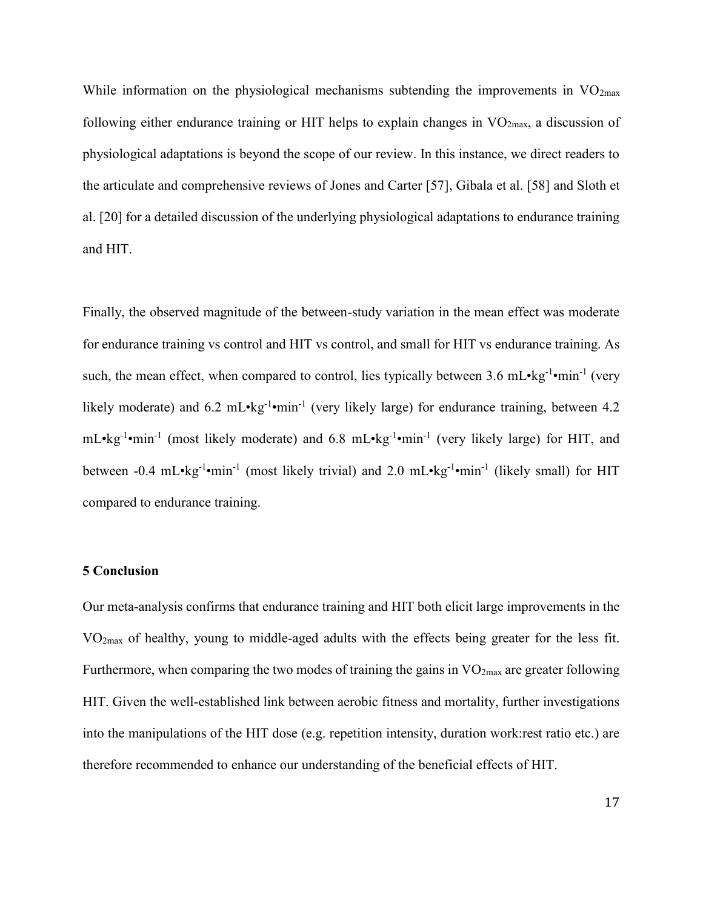While information on the physiological mechanisms subtending the improvements in $VO_{2max}$ following either endurance training or HIT helps to explain changes in $VO_{2max}$, a discussion of physiological adaptations is beyond the scope of our review. In this instance, we direct readers to the articulate and comprehensive reviews of Jones and Carter [57], Gibala et al. [58] and Sloth et al. [20] for a detailed discussion of the underlying physiological adaptations to endurance training and HIT.

Finally, the observed magnitude of the between-study variation in the mean effect was moderate for endurance training vs control and HIT vs control, and small for HIT vs endurance training. As such, the mean effect, when compared to control, lies typically between 3.6 $mL \cdot kg^{-1} \cdot min^{-1}$ (very likely moderate) and 6.2 $mL \cdot kg^{-1} \cdot min^{-1}$ (very likely large) for endurance training, between 4.2 $mL \cdot kg^{-1} \cdot min^{-1}$ (most likely moderate) and 6.8 $mL \cdot kg^{-1} \cdot min^{-1}$ (very likely large) for HIT, and between -0.4 $mL \cdot kg^{-1} \cdot min^{-1}$ (most likely trivial) and 2.0 $mL \cdot kg^{-1} \cdot min^{-1}$ (likely small) for HIT compared to endurance training.

## 5 Conclusion

Our meta-analysis confirms that endurance training and HIT both elicit large improvements in the $VO_{2max}$ of healthy, young to middle-aged adults with the effects being greater for the less fit. Furthermore, when comparing the two modes of training the gains in $VO_{2max}$ are greater following HIT. Given the well-established link between aerobic fitness and mortality, further investigations into the manipulations of the HIT dose (e.g. repetition intensity, duration work:rest ratio etc.) are therefore recommended to enhance our understanding of the beneficial effects of HIT.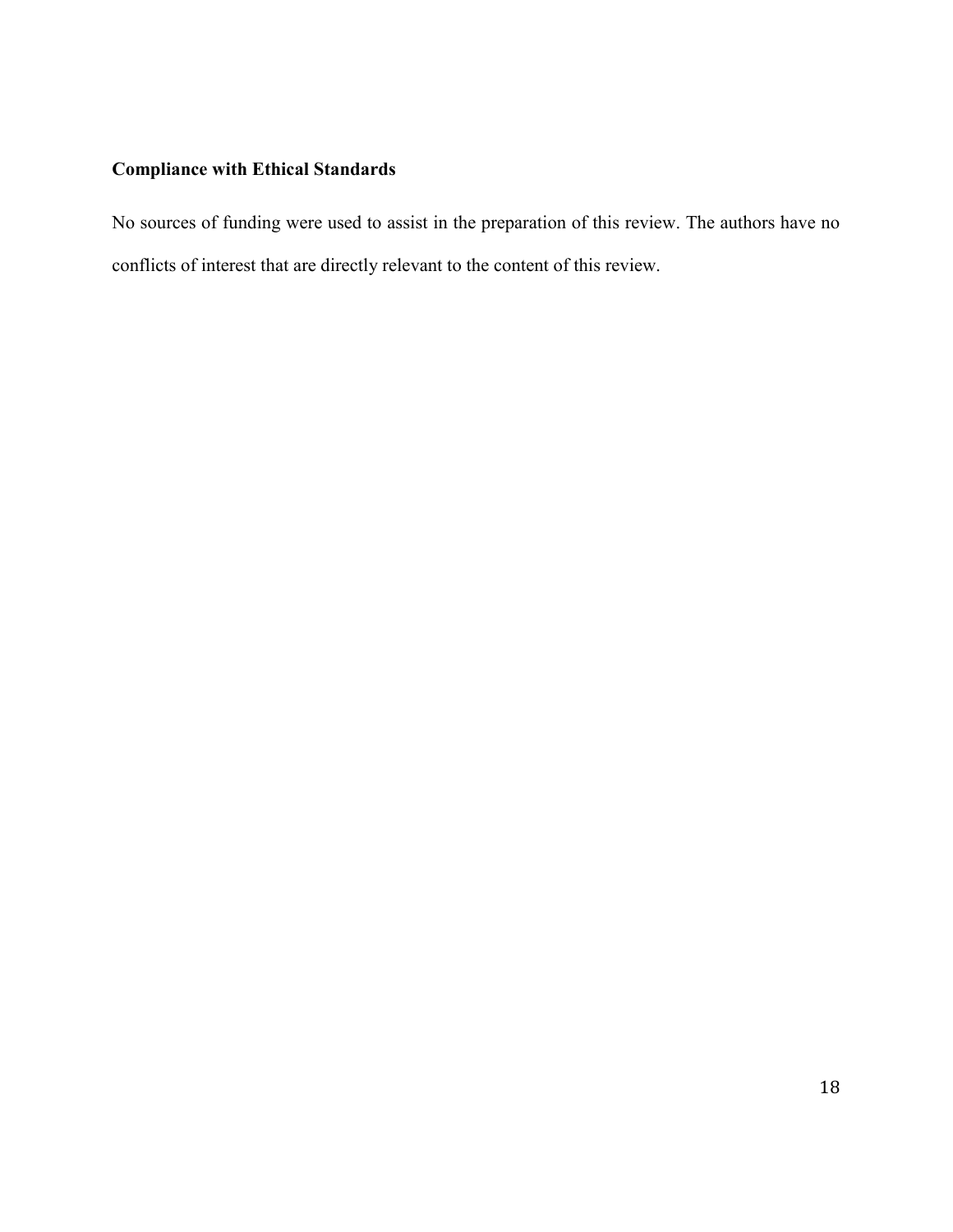## Compliance with Ethical Standards

No sources of funding were used to assist in the preparation of this review. The authors have no conflicts of interest that are directly relevant to the content of this review.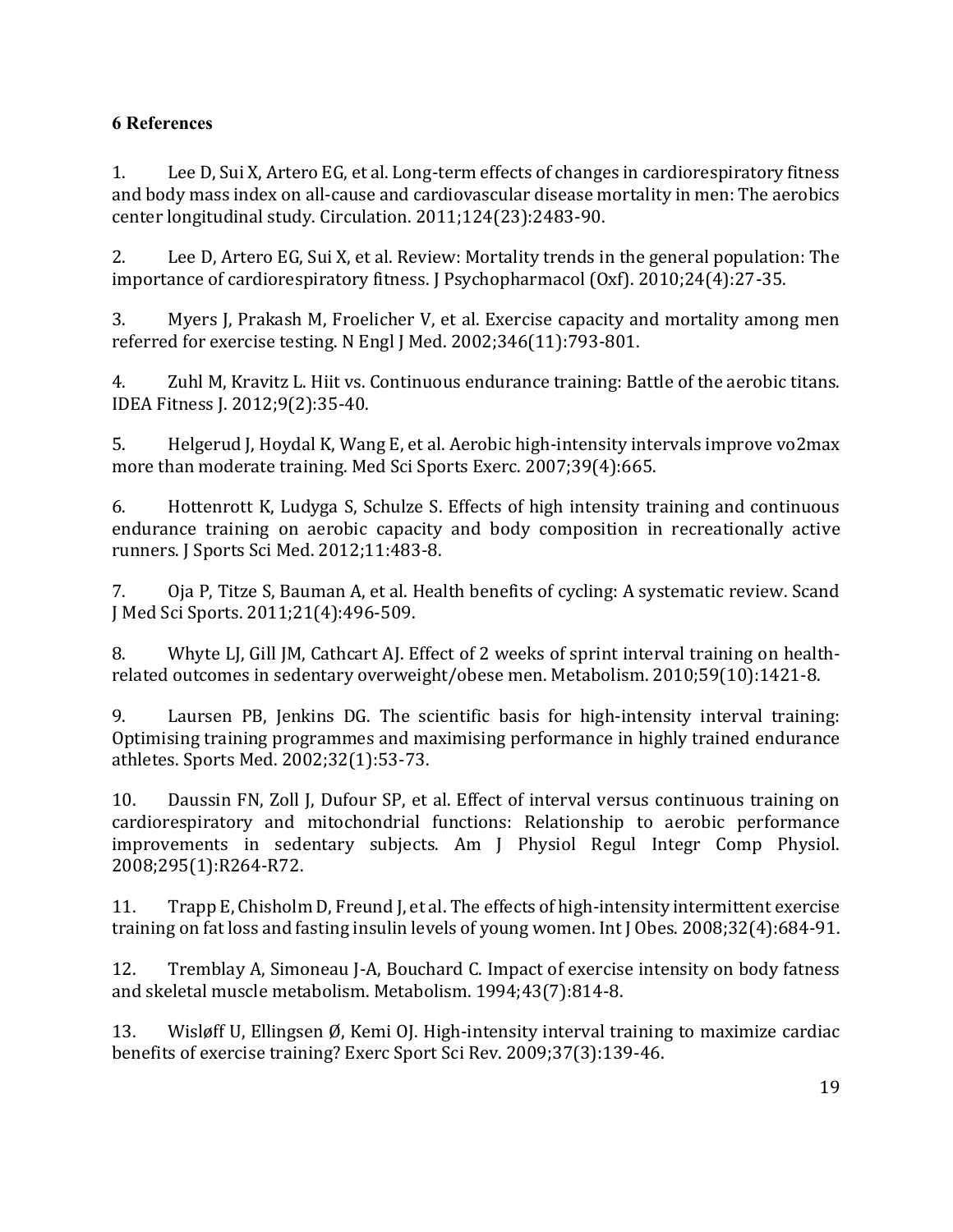## 6 References

1. Lee D, Sui X, Artero EG, et al. Long-term effects of changes in cardiorespiratory fitness and body mass index on all-cause and cardiovascular disease mortality in men: The aerobics center longitudinal study. Circulation. 2011;124(23):2483-90.

2. Lee D, Artero EG, Sui X, et al. Review: Mortality trends in the general population: The importance of cardiorespiratory fitness. J Psychopharmacol (Oxf). 2010;24(4):27-35.

3. Myers J, Prakash M, Froelicher V, et al. Exercise capacity and mortality among men referred for exercise testing. N Engl J Med. 2002;346(11):793-801.

4. Zuhl M, Kravitz L. Hiit vs. Continuous endurance training: Battle of the aerobic titans. IDEA Fitness J. 2012;9(2):35-40.

5. Helgerud J, Hoydal K, Wang E, et al. Aerobic high-intensity intervals improve vo2max more than moderate training. Med Sci Sports Exerc. 2007;39(4):665.

6. Hottenrott K, Ludyga S, Schulze S. Effects of high intensity training and continuous endurance training on aerobic capacity and body composition in recreationally active runners. J Sports Sci Med. 2012;11:483-8.

7. Oja P, Titze S, Bauman A, et al. Health benefits of cycling: A systematic review. Scand J Med Sci Sports. 2011;21(4):496-509.

8. Whyte LJ, Gill JM, Cathcart AJ. Effect of 2 weeks of sprint interval training on health-related outcomes in sedentary overweight/obese men. Metabolism. 2010;59(10):1421-8.

9. Laursen PB, Jenkins DG. The scientific basis for high-intensity interval training: Optimising training programmes and maximising performance in highly trained endurance athletes. Sports Med. 2002;32(1):53-73.

10. Daussin FN, Zoll J, Dufour SP, et al. Effect of interval versus continuous training on cardiorespiratory and mitochondrial functions: Relationship to aerobic performance improvements in sedentary subjects. Am J Physiol Regul Integr Comp Physiol. 2008;295(1):R264-R72.

11. Trapp E, Chisholm D, Freund J, et al. The effects of high-intensity intermittent exercise training on fat loss and fasting insulin levels of young women. Int J Obes. 2008;32(4):684-91.

12. Tremblay A, Simoneau J-A, Bouchard C. Impact of exercise intensity on body fatness and skeletal muscle metabolism. Metabolism. 1994;43(7):814-8.

13. Wisløff U, Ellingsen Ø, Kemi OJ. High-intensity interval training to maximize cardiac benefits of exercise training? Exerc Sport Sci Rev. 2009;37(3):139-46.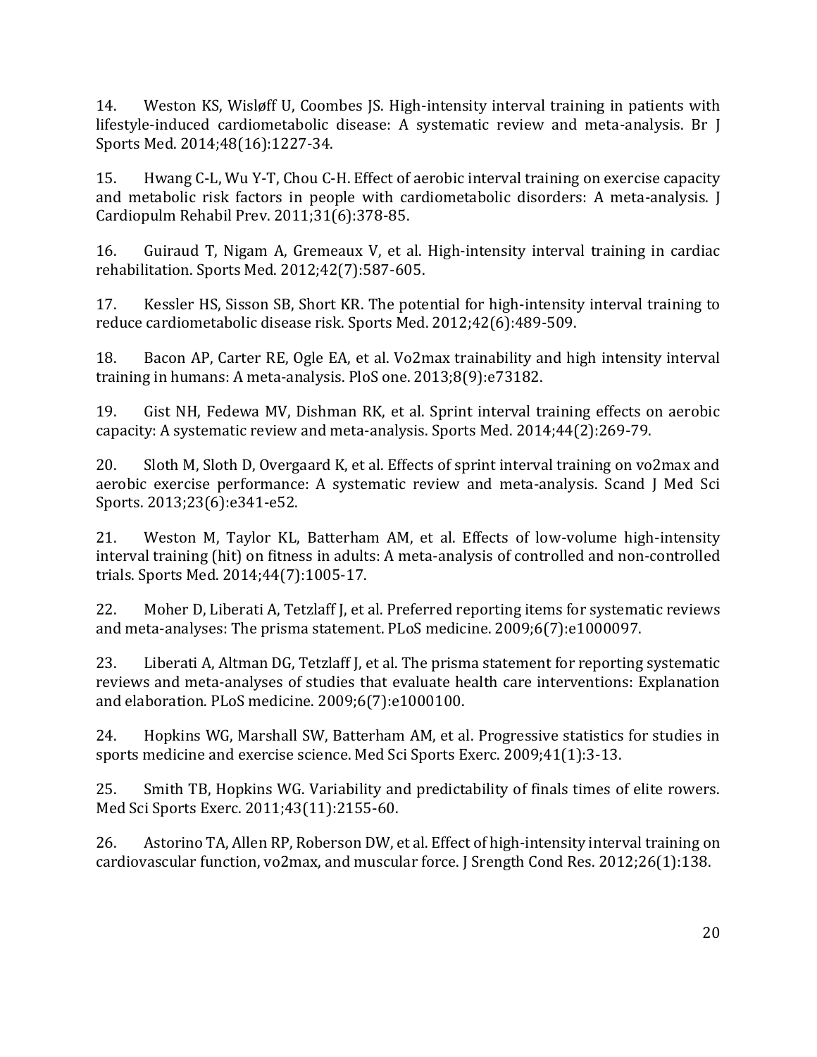14. Weston KS, Wisløff U, Coombes JS. High-intensity interval training in patients with lifestyle-induced cardiometabolic disease: A systematic review and meta-analysis. Br J Sports Med. 2014;48(16):1227-34.

15. Hwang C-L, Wu Y-T, Chou C-H. Effect of aerobic interval training on exercise capacity and metabolic risk factors in people with cardiometabolic disorders: A meta-analysis. J Cardiopulm Rehabil Prev. 2011;31(6):378-85.

16. Guiraud T, Nigam A, Gremeaux V, et al. High-intensity interval training in cardiac rehabilitation. Sports Med. 2012;42(7):587-605.

17. Kessler HS, Sisson SB, Short KR. The potential for high-intensity interval training to reduce cardiometabolic disease risk. Sports Med. 2012;42(6):489-509.

18. Bacon AP, Carter RE, Ogle EA, et al. Vo2max trainability and high intensity interval training in humans: A meta-analysis. PloS one. 2013;8(9):e73182.

19. Gist NH, Fedewa MV, Dishman RK, et al. Sprint interval training effects on aerobic capacity: A systematic review and meta-analysis. Sports Med. 2014;44(2):269-79.

20. Sloth M, Sloth D, Overgaard K, et al. Effects of sprint interval training on vo2max and aerobic exercise performance: A systematic review and meta-analysis. Scand J Med Sci Sports. 2013;23(6):e341-e52.

21. Weston M, Taylor KL, Batterham AM, et al. Effects of low-volume high-intensity interval training (hit) on fitness in adults: A meta-analysis of controlled and non-controlled trials. Sports Med. 2014;44(7):1005-17.

22. Moher D, Liberati A, Tetzlaff J, et al. Preferred reporting items for systematic reviews and meta-analyses: The prisma statement. PLoS medicine. 2009;6(7):e1000097.

23. Liberati A, Altman DG, Tetzlaff J, et al. The prisma statement for reporting systematic reviews and meta-analyses of studies that evaluate health care interventions: Explanation and elaboration. PLoS medicine. 2009;6(7):e1000100.

24. Hopkins WG, Marshall SW, Batterham AM, et al. Progressive statistics for studies in sports medicine and exercise science. Med Sci Sports Exerc. 2009;41(1):3-13.

25. Smith TB, Hopkins WG. Variability and predictability of finals times of elite rowers. Med Sci Sports Exerc. 2011;43(11):2155-60.

26. Astorino TA, Allen RP, Roberson DW, et al. Effect of high-intensity interval training on cardiovascular function, vo2max, and muscular force. J Srength Cond Res. 2012;26(1):138.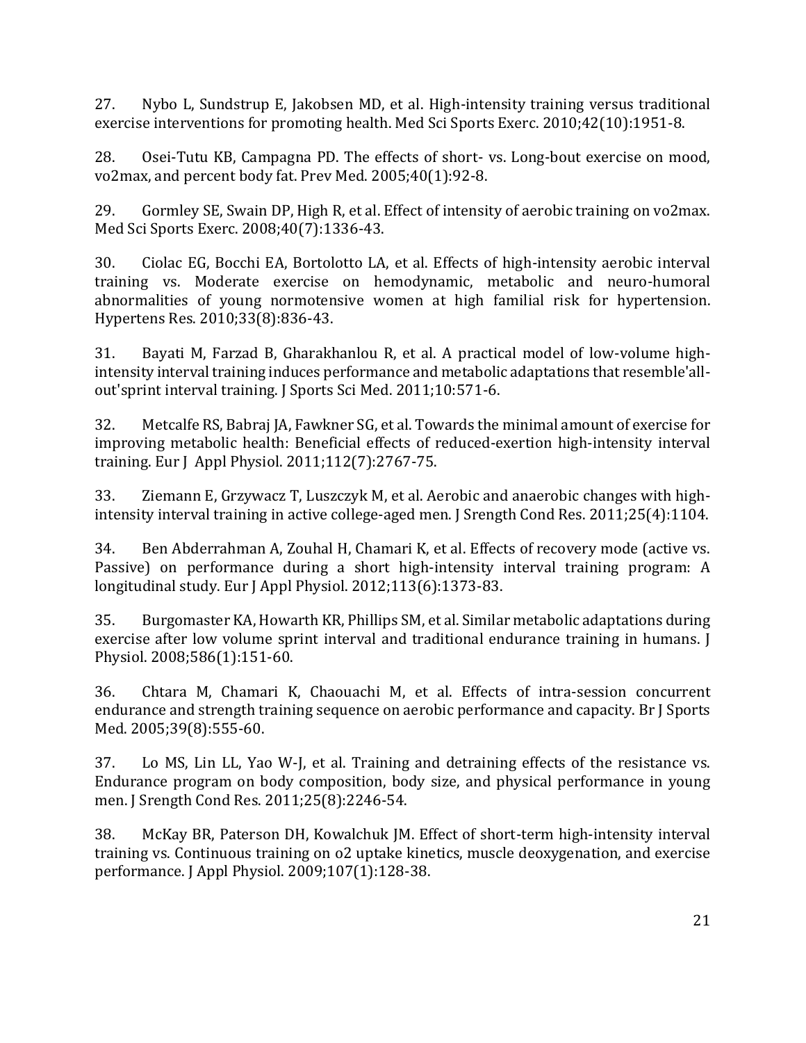27. Nybo L, Sundstrup E, Jakobsen MD, et al. High-intensity training versus traditional exercise interventions for promoting health. Med Sci Sports Exerc. 2010;42(10):1951-8.

28. Osei-Tutu KB, Campagna PD. The effects of short- vs. Long-bout exercise on mood, vo2max, and percent body fat. Prev Med. 2005;40(1):92-8.

29. Gormley SE, Swain DP, High R, et al. Effect of intensity of aerobic training on vo2max. Med Sci Sports Exerc. 2008;40(7):1336-43.

30. Ciolac EG, Bocchi EA, Bortolotto LA, et al. Effects of high-intensity aerobic interval training vs. Moderate exercise on hemodynamic, metabolic and neuro-humoral abnormalities of young normotensive women at high familial risk for hypertension. Hypertens Res. 2010;33(8):836-43.

31. Bayati M, Farzad B, Gharakhanlou R, et al. A practical model of low-volume high-intensity interval training induces performance and metabolic adaptations that resemble'all-out'sprint interval training. J Sports Sci Med. 2011;10:571-6.

32. Metcalfe RS, Babraj JA, Fawkner SG, et al. Towards the minimal amount of exercise for improving metabolic health: Beneficial effects of reduced-exertion high-intensity interval training. Eur J Appl Physiol. 2011;112(7):2767-75.

33. Ziemann E, Grzywacz T, Luszczyk M, et al. Aerobic and anaerobic changes with high-intensity interval training in active college-aged men. J Srength Cond Res. 2011;25(4):1104.

34. Ben Abderrahman A, Zouhal H, Chamari K, et al. Effects of recovery mode (active vs. Passive) on performance during a short high-intensity interval training program: A longitudinal study. Eur J Appl Physiol. 2012;113(6):1373-83.

35. Burgomaster KA, Howarth KR, Phillips SM, et al. Similar metabolic adaptations during exercise after low volume sprint interval and traditional endurance training in humans. J Physiol. 2008;586(1):151-60.

36. Chtara M, Chamari K, Chaouachi M, et al. Effects of intra-session concurrent endurance and strength training sequence on aerobic performance and capacity. Br J Sports Med. 2005;39(8):555-60.

37. Lo MS, Lin LL, Yao W-J, et al. Training and detraining effects of the resistance vs. Endurance program on body composition, body size, and physical performance in young men. J Srength Cond Res. 2011;25(8):2246-54.

38. McKay BR, Paterson DH, Kowalchuk JM. Effect of short-term high-intensity interval training vs. Continuous training on o2 uptake kinetics, muscle deoxygenation, and exercise performance. J Appl Physiol. 2009;107(1):128-38.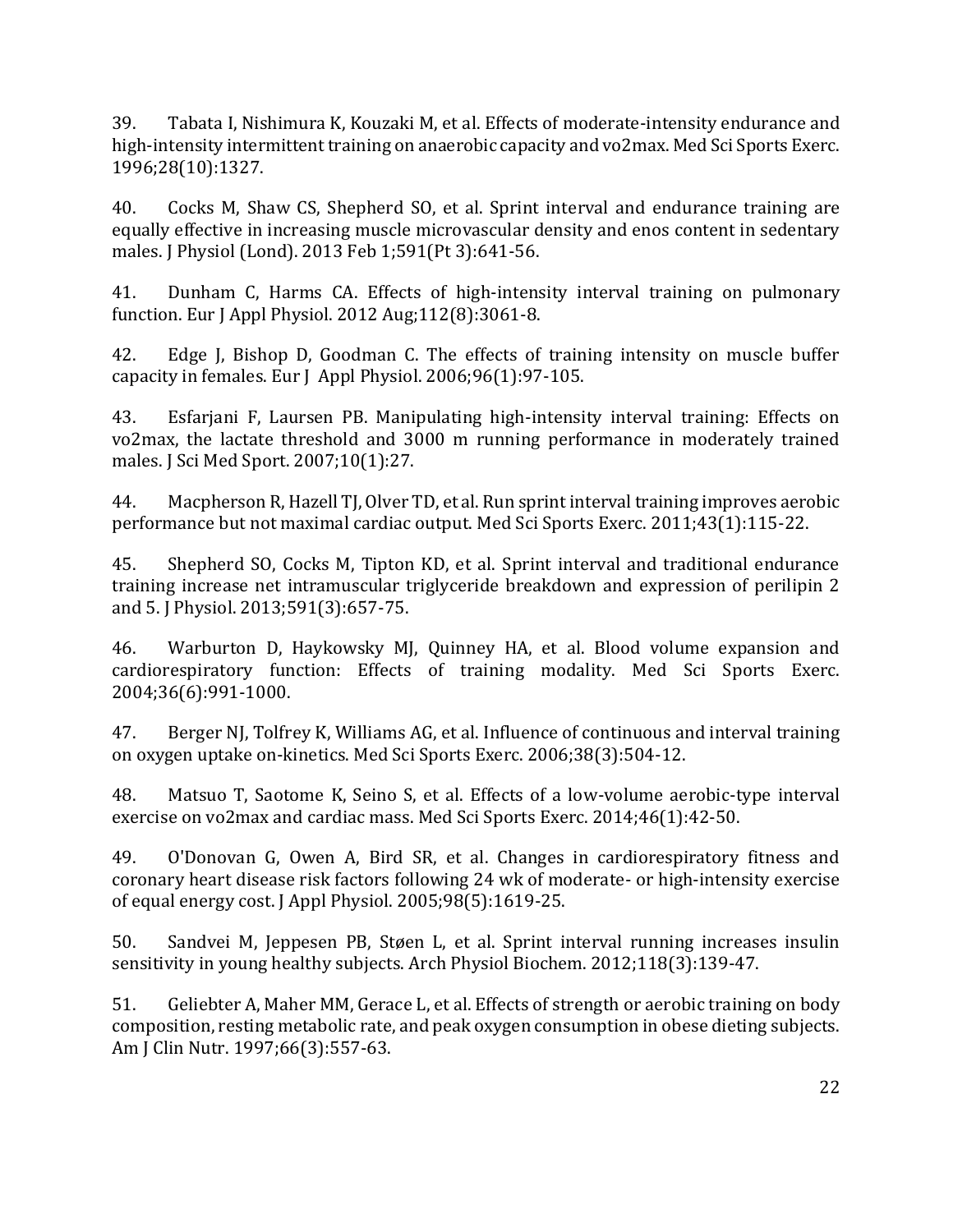39. Tabata I, Nishimura K, Kouzaki M, et al. Effects of moderate-intensity endurance and high-intensity intermittent training on anaerobic capacity and vo2max. Med Sci Sports Exerc. 1996;28(10):1327.

40. Cocks M, Shaw CS, Shepherd SO, et al. Sprint interval and endurance training are equally effective in increasing muscle microvascular density and enos content in sedentary males. J Physiol (Lond). 2013 Feb 1;591(Pt 3):641-56.

41. Dunham C, Harms CA. Effects of high-intensity interval training on pulmonary function. Eur J Appl Physiol. 2012 Aug;112(8):3061-8.

42. Edge J, Bishop D, Goodman C. The effects of training intensity on muscle buffer capacity in females. Eur J Appl Physiol. 2006;96(1):97-105.

43. Esfarjani F, Laursen PB. Manipulating high-intensity interval training: Effects on vo2max, the lactate threshold and 3000 m running performance in moderately trained males. J Sci Med Sport. 2007;10(1):27.

44. Macpherson R, Hazell TJ, Olver TD, et al. Run sprint interval training improves aerobic performance but not maximal cardiac output. Med Sci Sports Exerc. 2011;43(1):115-22.

45. Shepherd SO, Cocks M, Tipton KD, et al. Sprint interval and traditional endurance training increase net intramuscular triglyceride breakdown and expression of perilipin 2 and 5. J Physiol. 2013;591(3):657-75.

46. Warburton D, Haykowsky MJ, Quinney HA, et al. Blood volume expansion and cardiorespiratory function: Effects of training modality. Med Sci Sports Exerc. 2004;36(6):991-1000.

47. Berger NJ, Tolfrey K, Williams AG, et al. Influence of continuous and interval training on oxygen uptake on-kinetics. Med Sci Sports Exerc. 2006;38(3):504-12.

48. Matsuo T, Saotome K, Seino S, et al. Effects of a low-volume aerobic-type interval exercise on vo2max and cardiac mass. Med Sci Sports Exerc. 2014;46(1):42-50.

49. O'Donovan G, Owen A, Bird SR, et al. Changes in cardiorespiratory fitness and coronary heart disease risk factors following 24 wk of moderate- or high-intensity exercise of equal energy cost. J Appl Physiol. 2005;98(5):1619-25.

50. Sandvei M, Jeppesen PB, Støen L, et al. Sprint interval running increases insulin sensitivity in young healthy subjects. Arch Physiol Biochem. 2012;118(3):139-47.

51. Geliebter A, Maher MM, Gerace L, et al. Effects of strength or aerobic training on body composition, resting metabolic rate, and peak oxygen consumption in obese dieting subjects. Am J Clin Nutr. 1997;66(3):557-63.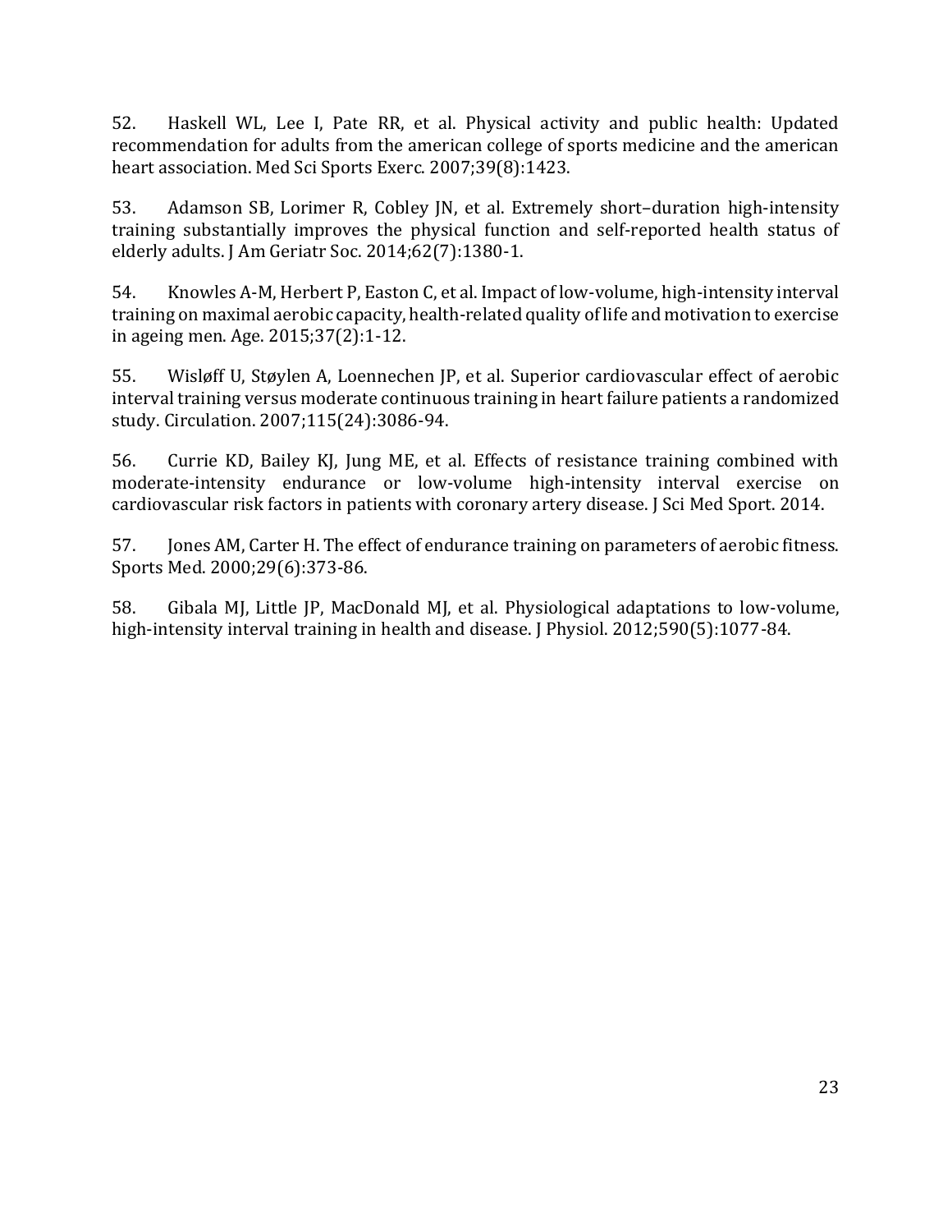52. Haskell WL, Lee I, Pate RR, et al. Physical activity and public health: Updated recommendation for adults from the american college of sports medicine and the american heart association. Med Sci Sports Exerc. 2007;39(8):1423.

53. Adamson SB, Lorimer R, Cobley JN, et al. Extremely short–duration high-intensity training substantially improves the physical function and self-reported health status of elderly adults. J Am Geriatr Soc. 2014;62(7):1380-1.

54. Knowles A-M, Herbert P, Easton C, et al. Impact of low-volume, high-intensity interval training on maximal aerobic capacity, health-related quality of life and motivation to exercise in ageing men. Age. 2015;37(2):1-12.

55. Wisløff U, Støylen A, Loennechen JP, et al. Superior cardiovascular effect of aerobic interval training versus moderate continuous training in heart failure patients a randomized study. Circulation. 2007;115(24):3086-94.

56. Currie KD, Bailey KJ, Jung ME, et al. Effects of resistance training combined with moderate-intensity endurance or low-volume high-intensity interval exercise on cardiovascular risk factors in patients with coronary artery disease. J Sci Med Sport. 2014.

57. Jones AM, Carter H. The effect of endurance training on parameters of aerobic fitness. Sports Med. 2000;29(6):373-86.

58. Gibala MJ, Little JP, MacDonald MJ, et al. Physiological adaptations to low-volume, high-intensity interval training in health and disease. J Physiol. 2012;590(5):1077-84.